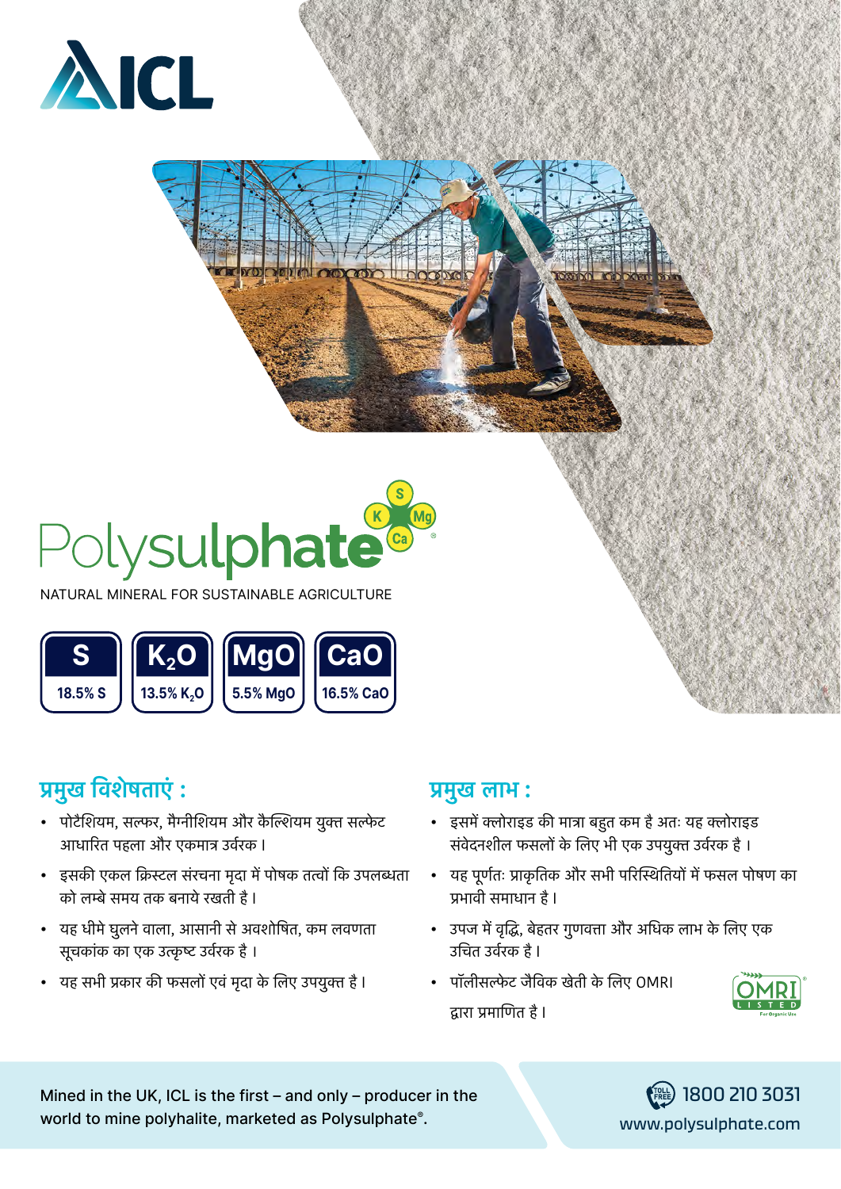ICL

# Polysulphate

NATURAL MINERAL FOR SUSTAINABLE AGRICULTURE

| S | $K_2O$ | MgO | CaO |
|---|---|---|---|
| 18.5% S | 13.5% $K_2O$ | 5.5% MgO | 16.5% CaO |

## प्रमुख विशेषताएं :

- पोटैशियम, सल्फर, मैग्नीशियम और कैल्शियम युक्त सल्फेट आधारित पहला और एकमात्र उर्वरक।
- इसकी एकल क्रिस्टल संरचना मृदा में पोषक तत्वों कि उपलब्धता को लम्बे समय तक बनाये रखती है।
- यह धीमे घुलने वाला, आसानी से अवशोषित, कम लवणता सूचकांक का एक उत्कृष्ट उर्वरक है।
- यह सभी प्रकार की फसलों एवं मृदा के लिए उपयुक्त है।

## प्रमुख लाभ :

- इसमें क्लोराइड की मात्रा बहुत कम है अतः यह क्लोराइड संवेदनशील फसलों के लिए भी एक उपयुक्त उर्वरक है।
- यह पूर्णतः प्राकृतिक और सभी परिस्थितियों में फसल पोषण का प्रभावी समाधान है।
- उपज में वृद्धि, बेहतर गुणवत्ता और अधिक लाभ के लिए एक उचित उर्वरक है।
- पॉलीसल्फेट जैविक खेती के लिए OMRI द्वारा प्रमाणित है।

OMRI LISTED For Organic Use

Mined in the UK, ICL is the first – and only – producer in the world to mine polyhalite, marketed as Polysulphate®.

TOLL FREE 1800 210 3031

www.polysulphate.com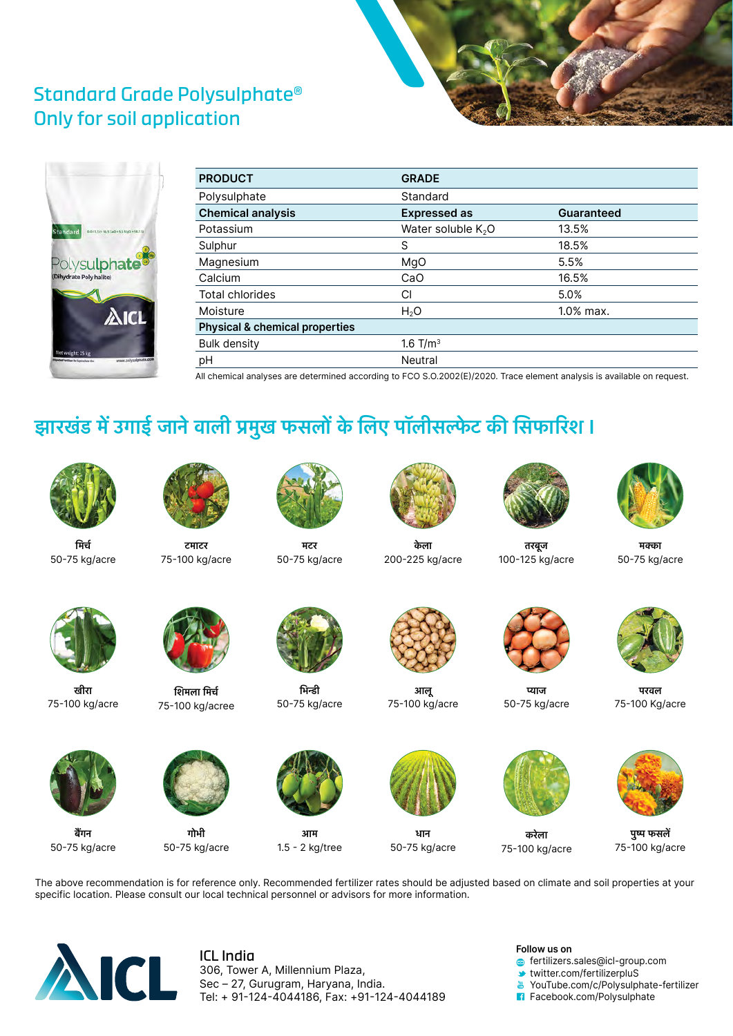# Standard Grade Polysulphate®
## Only for soil application

| PRODUCT | GRADE | |
|---|---|---|
| Polysulphate | Standard | |
| **Chemical analysis** | **Expressed as** | **Guaranteed** |
| Potassium | Water soluble $K_2O$ | 13.5% |
| Sulphur | S | 18.5% |
| Magnesium | MgO | 5.5% |
| Calcium | CaO | 16.5% |
| Total chlorides | Cl | 5.0% |
| Moisture | $H_2O$ | 1.0% max. |
| **Physical & chemical properties** | | |
| Bulk density | 1.6 $T/m^3$ | |
| pH | Neutral | |

All chemical analyses are determined according to FCO S.O.2002(E)/2020. Trace element analysis is available on request.

## झारखंड में उगाई जाने वाली प्रमुख फसलों के लिए पॉलीसल्फेट की सिफारिश।

| | | | | | |
|---|---|---|---|---|---|
| मिर्च<br>50-75 kg/acre | टमाटर<br>75-100 kg/acre | मटर<br>50-75 kg/acre | केला<br>200-225 kg/acre | तरबूज<br>100-125 kg/acre | मक्का<br>50-75 kg/acre |
| खीरा<br>75-100 kg/acre | शिमला मिर्च<br>75-100 kg/acree | भिन्डी<br>50-75 kg/acre | आलू<br>75-100 kg/acre | प्याज<br>50-75 kg/acre | परवल<br>75-100 Kg/acre |
| बैंगन<br>50-75 kg/acre | गोभी<br>50-75 kg/acre | आम<br>1.5 - 2 kg/tree | धान<br>50-75 kg/acre | करेला<br>75-100 kg/acre | पुष्प फसलें<br>75-100 kg/acre |

The above recommendation is for reference only. Recommended fertilizer rates should be adjusted based on climate and soil properties at your specific location. Please consult our local technical personnel or advisors for more information.

**ICL India**
306, Tower A, Millennium Plaza,
Sec – 27, Gurugram, Haryana, India.
Tel: + 91-124-4044186, Fax: +91-124-4044189

**Follow us on**
- fertilizers.sales@icl-group.com
- twitter.com/fertilizerpluS
- YouTube.com/c/Polysulphate-fertilizer
- Facebook.com/Polysulphate